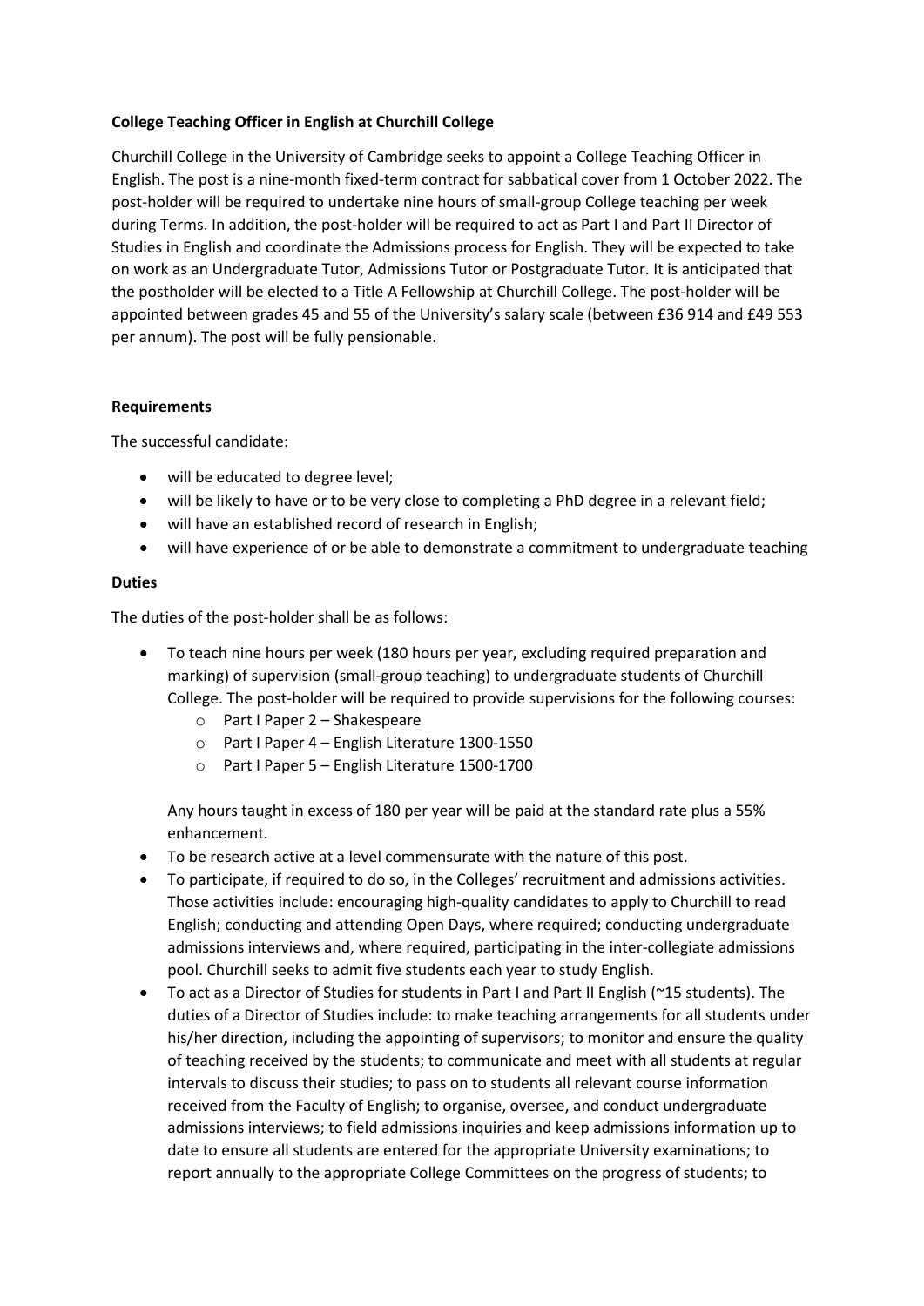**College Teaching Officer in English at Churchill College**

Churchill College in the University of Cambridge seeks to appoint a College Teaching Officer in English. The post is a nine-month fixed-term contract for sabbatical cover from 1 October 2022. The post-holder will be required to undertake nine hours of small-group College teaching per week during Terms. In addition, the post-holder will be required to act as Part I and Part II Director of Studies in English and coordinate the Admissions process for English. They will be expected to take on work as an Undergraduate Tutor, Admissions Tutor or Postgraduate Tutor. It is anticipated that the postholder will be elected to a Title A Fellowship at Churchill College. The post-holder will be appointed between grades 45 and 55 of the University's salary scale (between £36 914 and £49 553 per annum). The post will be fully pensionable.

**Requirements**

The successful candidate:

- will be educated to degree level;
- will be likely to have or to be very close to completing a PhD degree in a relevant field;
- will have an established record of research in English;
- will have experience of or be able to demonstrate a commitment to undergraduate teaching

**Duties**

The duties of the post-holder shall be as follows:

- To teach nine hours per week (180 hours per year, excluding required preparation and marking) of supervision (small-group teaching) to undergraduate students of Churchill College. The post-holder will be required to provide supervisions for the following courses:
    - Part I Paper 2 – Shakespeare
    - Part I Paper 4 – English Literature 1300-1550
    - Part I Paper 5 – English Literature 1500-1700

  Any hours taught in excess of 180 per year will be paid at the standard rate plus a 55% enhancement.
- To be research active at a level commensurate with the nature of this post.
- To participate, if required to do so, in the Colleges' recruitment and admissions activities. Those activities include: encouraging high-quality candidates to apply to Churchill to read English; conducting and attending Open Days, where required; conducting undergraduate admissions interviews and, where required, participating in the inter-collegiate admissions pool. Churchill seeks to admit five students each year to study English.
- To act as a Director of Studies for students in Part I and Part II English (~15 students). The duties of a Director of Studies include: to make teaching arrangements for all students under his/her direction, including the appointing of supervisors; to monitor and ensure the quality of teaching received by the students; to communicate and meet with all students at regular intervals to discuss their studies; to pass on to students all relevant course information received from the Faculty of English; to organise, oversee, and conduct undergraduate admissions interviews; to field admissions inquiries and keep admissions information up to date to ensure all students are entered for the appropriate University examinations; to report annually to the appropriate College Committees on the progress of students; to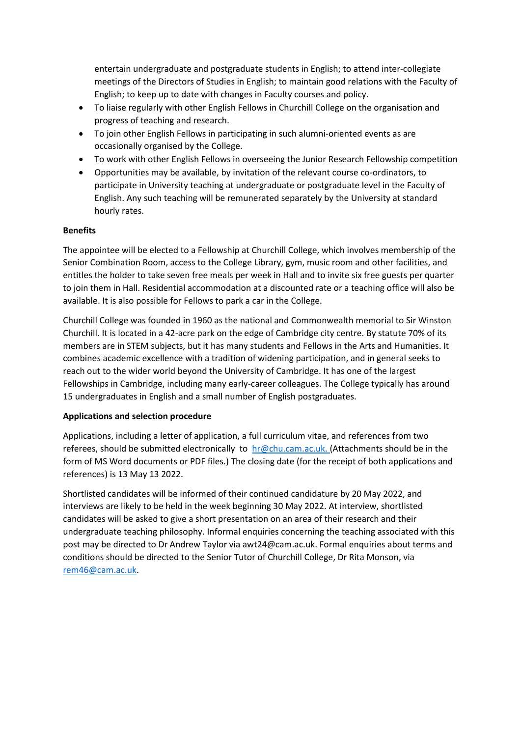entertain undergraduate and postgraduate students in English; to attend inter-collegiate meetings of the Directors of Studies in English; to maintain good relations with the Faculty of English; to keep up to date with changes in Faculty courses and policy.

- To liaise regularly with other English Fellows in Churchill College on the organisation and progress of teaching and research.
- To join other English Fellows in participating in such alumni-oriented events as are occasionally organised by the College.
- To work with other English Fellows in overseeing the Junior Research Fellowship competition
- Opportunities may be available, by invitation of the relevant course co-ordinators, to participate in University teaching at undergraduate or postgraduate level in the Faculty of English. Any such teaching will be remunerated separately by the University at standard hourly rates.

**Benefits**

The appointee will be elected to a Fellowship at Churchill College, which involves membership of the Senior Combination Room, access to the College Library, gym, music room and other facilities, and entitles the holder to take seven free meals per week in Hall and to invite six free guests per quarter to join them in Hall. Residential accommodation at a discounted rate or a teaching office will also be available. It is also possible for Fellows to park a car in the College.

Churchill College was founded in 1960 as the national and Commonwealth memorial to Sir Winston Churchill. It is located in a 42-acre park on the edge of Cambridge city centre. By statute 70% of its members are in STEM subjects, but it has many students and Fellows in the Arts and Humanities. It combines academic excellence with a tradition of widening participation, and in general seeks to reach out to the wider world beyond the University of Cambridge. It has one of the largest Fellowships in Cambridge, including many early-career colleagues. The College typically has around 15 undergraduates in English and a small number of English postgraduates.

**Applications and selection procedure**

Applications, including a letter of application, a full curriculum vitae, and references from two referees, should be submitted electronically to hr@chu.cam.ac.uk. (Attachments should be in the form of MS Word documents or PDF files.) The closing date (for the receipt of both applications and references) is 13 May 13 2022.

Shortlisted candidates will be informed of their continued candidature by 20 May 2022, and interviews are likely to be held in the week beginning 30 May 2022. At interview, shortlisted candidates will be asked to give a short presentation on an area of their research and their undergraduate teaching philosophy. Informal enquiries concerning the teaching associated with this post may be directed to Dr Andrew Taylor via awt24@cam.ac.uk. Formal enquiries about terms and conditions should be directed to the Senior Tutor of Churchill College, Dr Rita Monson, via rem46@cam.ac.uk.